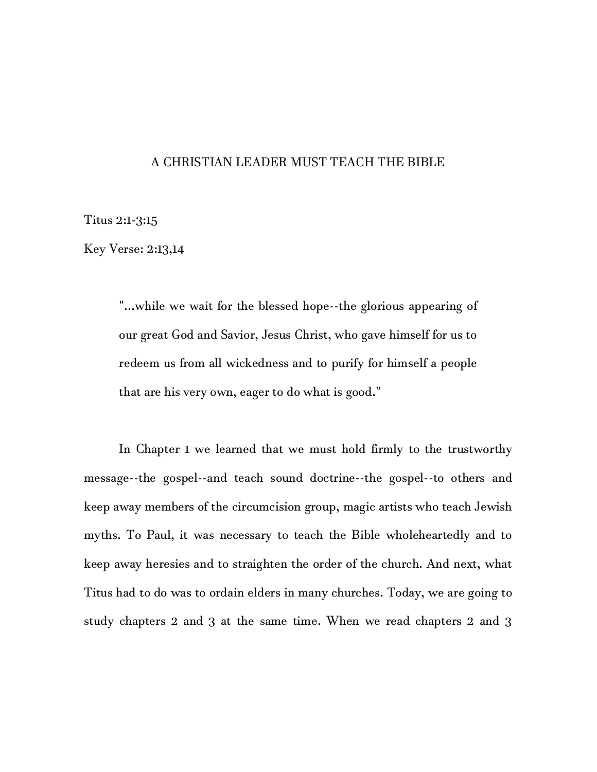# A CHRISTIAN LEADER MUST TEACH THE BIBLE

Titus 2:1-3:15

Key Verse: 2:13,14

> "...while we wait for the blessed hope--the glorious appearing of our great God and Savior, Jesus Christ, who gave himself for us to redeem us from all wickedness and to purify for himself a people that are his very own, eager to do what is good."

In Chapter 1 we learned that we must hold firmly to the trustworthy message--the gospel--and teach sound doctrine--the gospel--to others and keep away members of the circumcision group, magic artists who teach Jewish myths. To Paul, it was necessary to teach the Bible wholeheartedly and to keep away heresies and to straighten the order of the church. And next, what Titus had to do was to ordain elders in many churches. Today, we are going to study chapters 2 and 3 at the same time. When we read chapters 2 and 3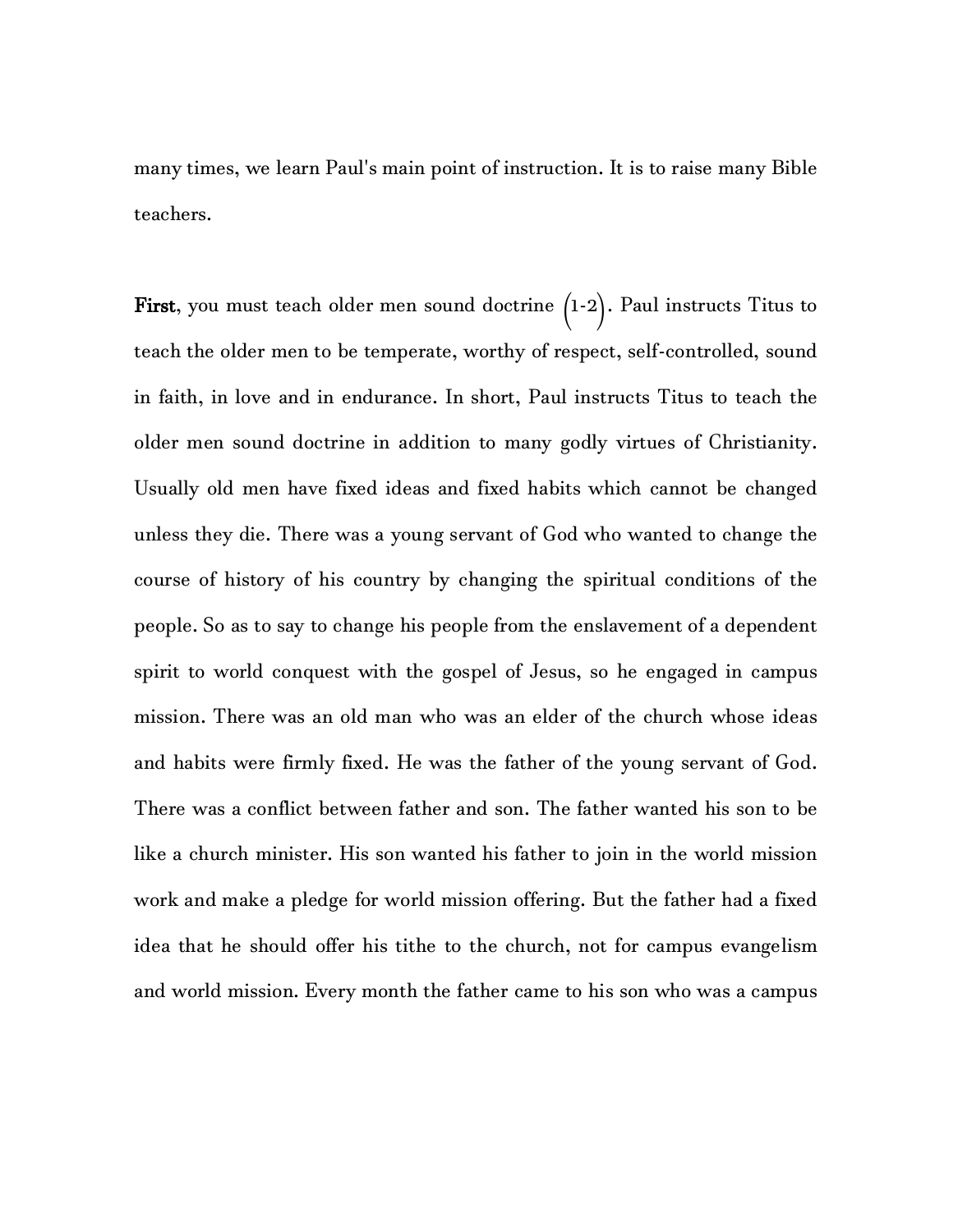many times, we learn Paul's main point of instruction. It is to raise many Bible teachers.

**First**, you must teach older men sound doctrine (1-2). Paul instructs Titus to teach the older men to be temperate, worthy of respect, self-controlled, sound in faith, in love and in endurance. In short, Paul instructs Titus to teach the older men sound doctrine in addition to many godly virtues of Christianity. Usually old men have fixed ideas and fixed habits which cannot be changed unless they die. There was a young servant of God who wanted to change the course of history of his country by changing the spiritual conditions of the people. So as to say to change his people from the enslavement of a dependent spirit to world conquest with the gospel of Jesus, so he engaged in campus mission. There was an old man who was an elder of the church whose ideas and habits were firmly fixed. He was the father of the young servant of God. There was a conflict between father and son. The father wanted his son to be like a church minister. His son wanted his father to join in the world mission work and make a pledge for world mission offering. But the father had a fixed idea that he should offer his tithe to the church, not for campus evangelism and world mission. Every month the father came to his son who was a campus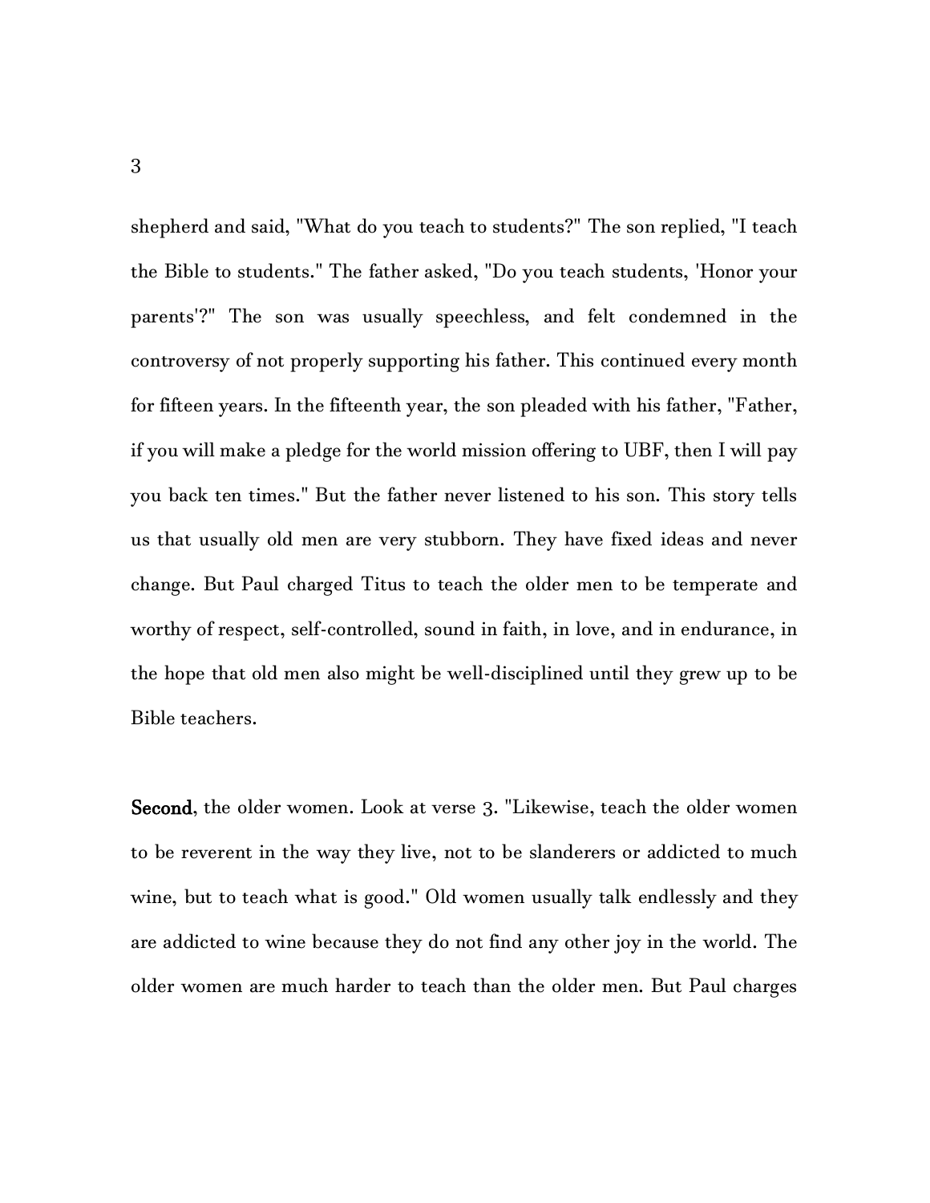shepherd and said, "What do you teach to students?" The son replied, "I teach the Bible to students." The father asked, "Do you teach students, 'Honor your parents'?" The son was usually speechless, and felt condemned in the controversy of not properly supporting his father. This continued every month for fifteen years. In the fifteenth year, the son pleaded with his father, "Father, if you will make a pledge for the world mission offering to UBF, then I will pay you back ten times." But the father never listened to his son. This story tells us that usually old men are very stubborn. They have fixed ideas and never change. But Paul charged Titus to teach the older men to be temperate and worthy of respect, self-controlled, sound in faith, in love, and in endurance, in the hope that old men also might be well-disciplined until they grew up to be Bible teachers.

**Second**, the older women. Look at verse 3. "Likewise, teach the older women to be reverent in the way they live, not to be slanderers or addicted to much wine, but to teach what is good." Old women usually talk endlessly and they are addicted to wine because they do not find any other joy in the world. The older women are much harder to teach than the older men. But Paul charges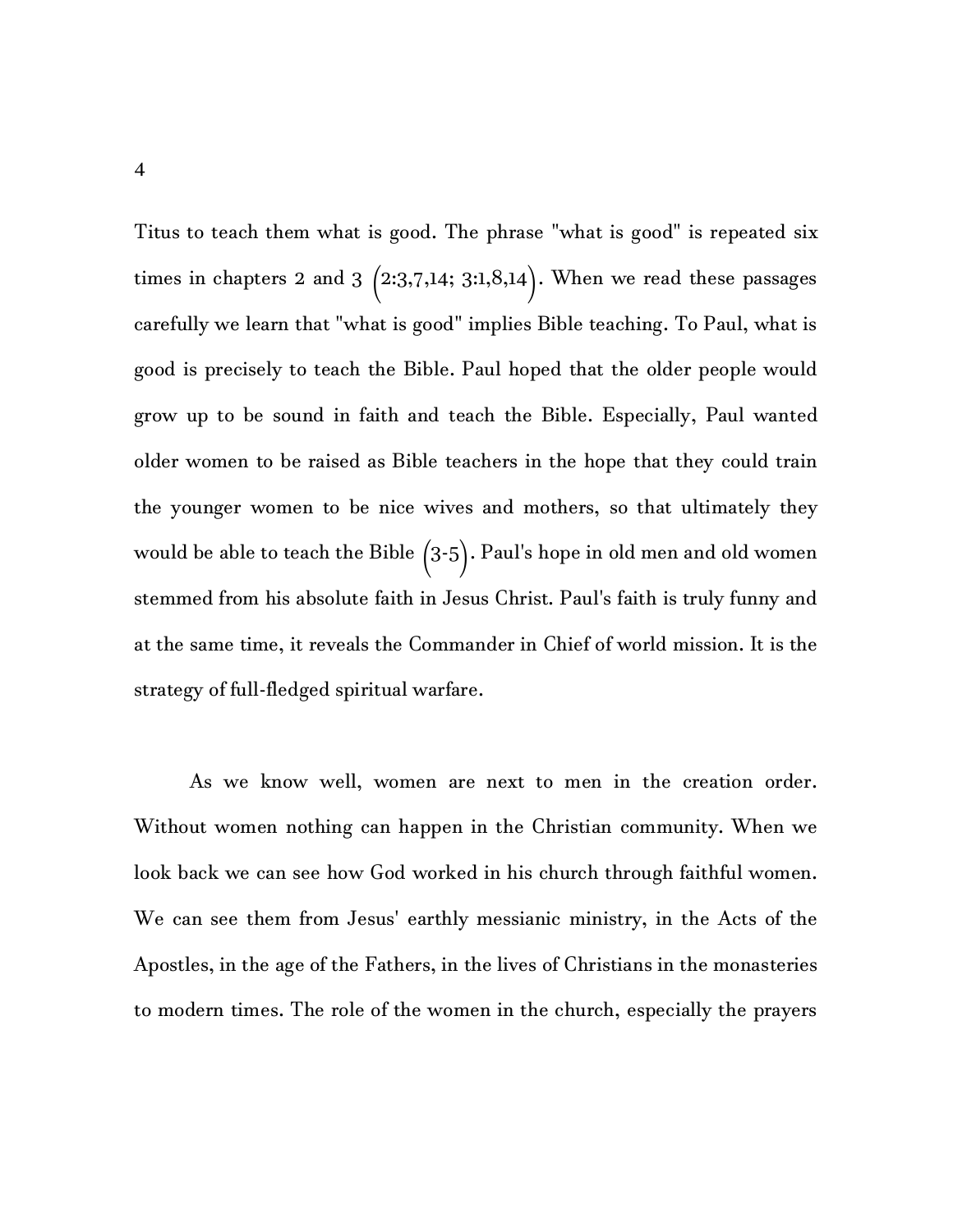Titus to teach them what is good. The phrase "what is good" is repeated six times in chapters 2 and 3 (2:3,7,14; 3:1,8,14). When we read these passages carefully we learn that "what is good" implies Bible teaching. To Paul, what is good is precisely to teach the Bible. Paul hoped that the older people would grow up to be sound in faith and teach the Bible. Especially, Paul wanted older women to be raised as Bible teachers in the hope that they could train the younger women to be nice wives and mothers, so that ultimately they would be able to teach the Bible (3-5). Paul's hope in old men and old women stemmed from his absolute faith in Jesus Christ. Paul's faith is truly funny and at the same time, it reveals the Commander in Chief of world mission. It is the strategy of full-fledged spiritual warfare.

As we know well, women are next to men in the creation order. Without women nothing can happen in the Christian community. When we look back we can see how God worked in his church through faithful women. We can see them from Jesus' earthly messianic ministry, in the Acts of the Apostles, in the age of the Fathers, in the lives of Christians in the monasteries to modern times. The role of the women in the church, especially the prayers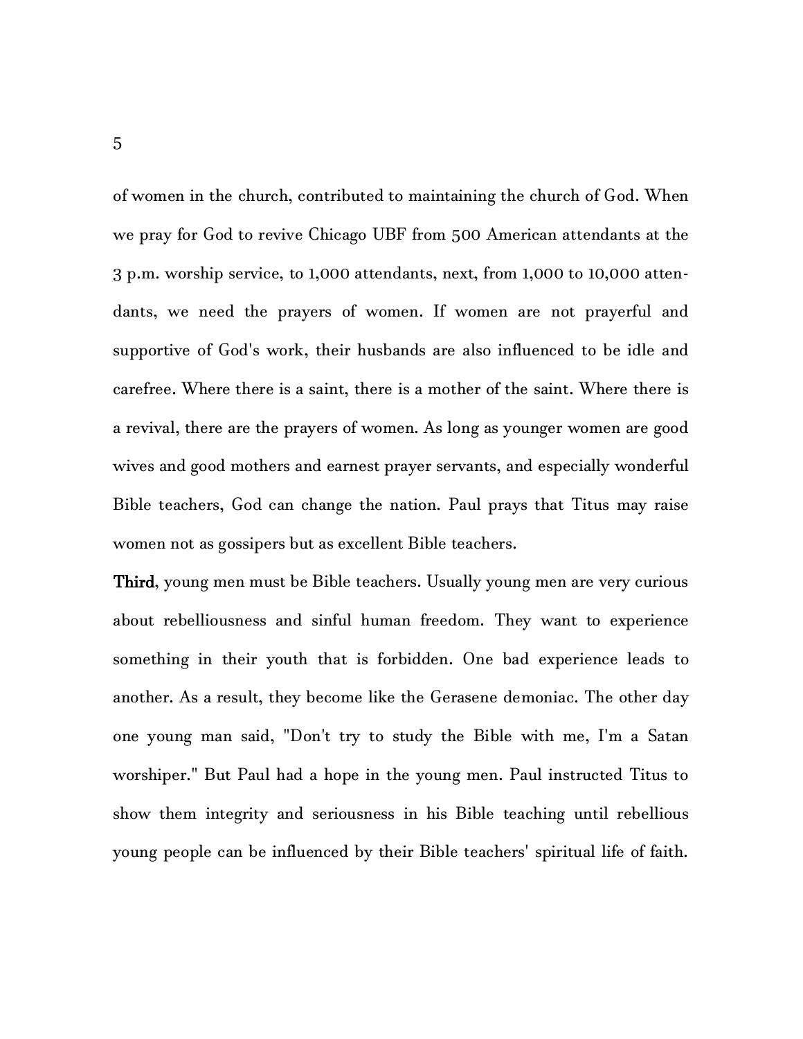of women in the church, contributed to maintaining the church of God. When we pray for God to revive Chicago UBF from 500 American attendants at the 3 p.m. worship service, to 1,000 attendants, next, from 1,000 to 10,000 attendants, we need the prayers of women. If women are not prayerful and supportive of God's work, their husbands are also influenced to be idle and carefree. Where there is a saint, there is a mother of the saint. Where there is a revival, there are the prayers of women. As long as younger women are good wives and good mothers and earnest prayer servants, and especially wonderful Bible teachers, God can change the nation. Paul prays that Titus may raise women not as gossipers but as excellent Bible teachers.

**Third**, young men must be Bible teachers. Usually young men are very curious about rebelliousness and sinful human freedom. They want to experience something in their youth that is forbidden. One bad experience leads to another. As a result, they become like the Gerasene demoniac. The other day one young man said, "Don't try to study the Bible with me, I'm a Satan worshiper." But Paul had a hope in the young men. Paul instructed Titus to show them integrity and seriousness in his Bible teaching until rebellious young people can be influenced by their Bible teachers' spiritual life of faith.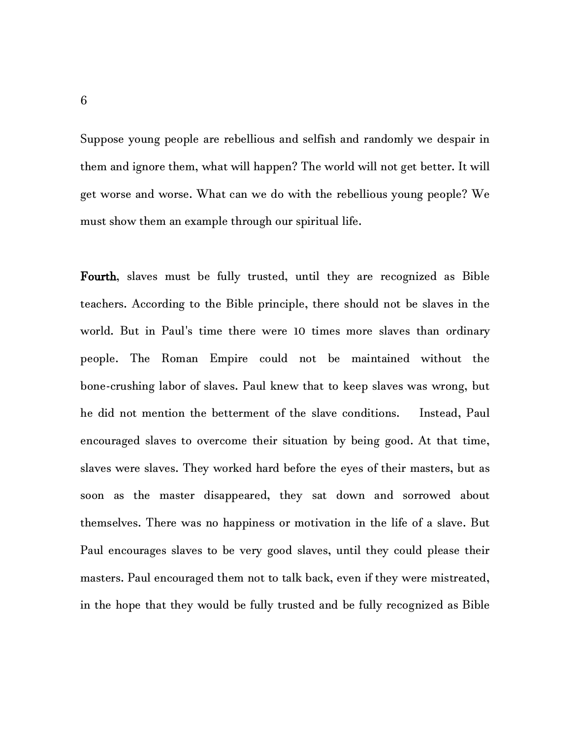Suppose young people are rebellious and selfish and randomly we despair in them and ignore them, what will happen? The world will not get better. It will get worse and worse. What can we do with the rebellious young people? We must show them an example through our spiritual life.

**Fourth**, slaves must be fully trusted, until they are recognized as Bible teachers. According to the Bible principle, there should not be slaves in the world. But in Paul's time there were 10 times more slaves than ordinary people. The Roman Empire could not be maintained without the bone-crushing labor of slaves. Paul knew that to keep slaves was wrong, but he did not mention the betterment of the slave conditions. Instead, Paul encouraged slaves to overcome their situation by being good. At that time, slaves were slaves. They worked hard before the eyes of their masters, but as soon as the master disappeared, they sat down and sorrowed about themselves. There was no happiness or motivation in the life of a slave. But Paul encourages slaves to be very good slaves, until they could please their masters. Paul encouraged them not to talk back, even if they were mistreated, in the hope that they would be fully trusted and be fully recognized as Bible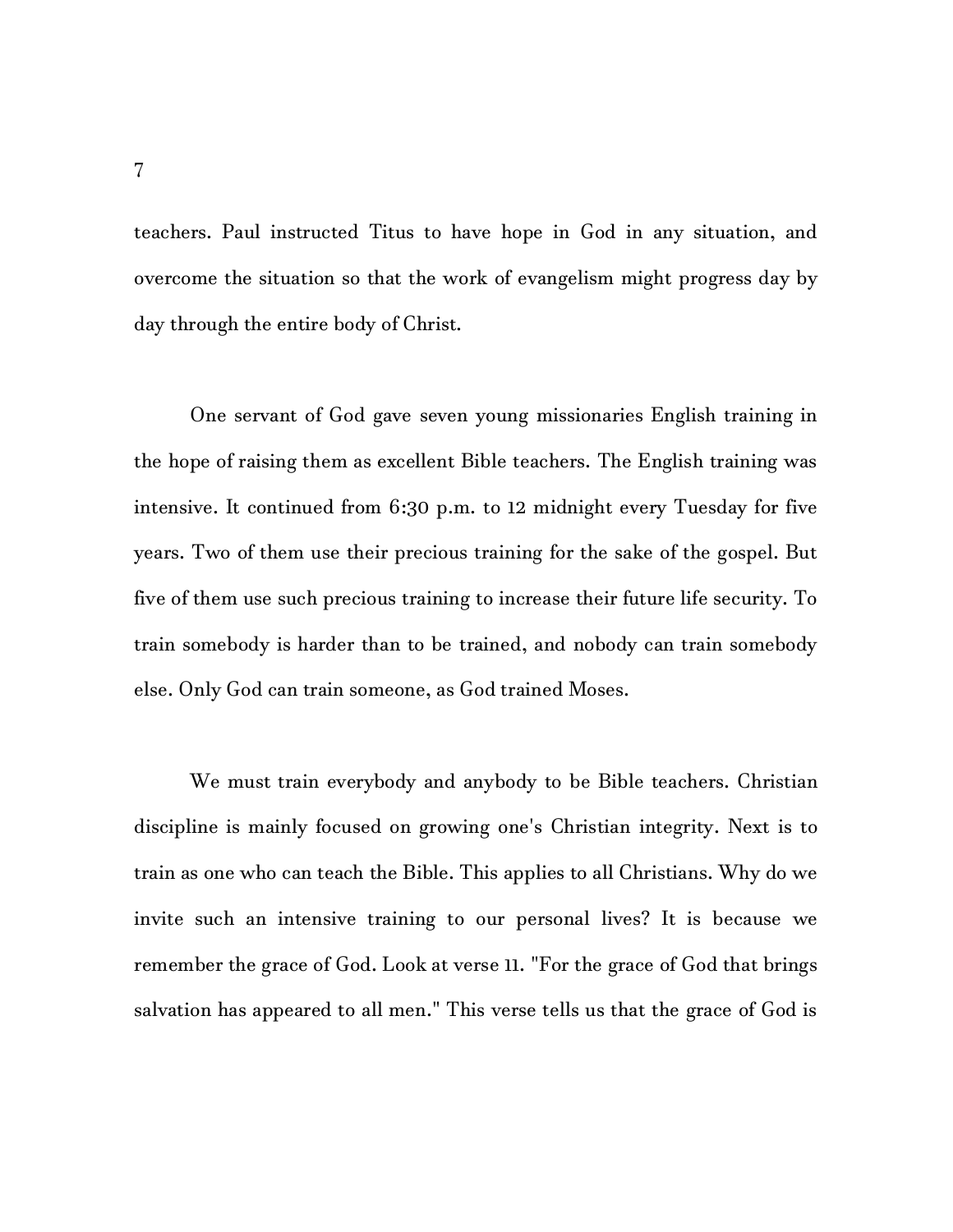teachers. Paul instructed Titus to have hope in God in any situation, and overcome the situation so that the work of evangelism might progress day by day through the entire body of Christ.

One servant of God gave seven young missionaries English training in the hope of raising them as excellent Bible teachers. The English training was intensive. It continued from 6:30 p.m. to 12 midnight every Tuesday for five years. Two of them use their precious training for the sake of the gospel. But five of them use such precious training to increase their future life security. To train somebody is harder than to be trained, and nobody can train somebody else. Only God can train someone, as God trained Moses.

We must train everybody and anybody to be Bible teachers. Christian discipline is mainly focused on growing one's Christian integrity. Next is to train as one who can teach the Bible. This applies to all Christians. Why do we invite such an intensive training to our personal lives? It is because we remember the grace of God. Look at verse 11. "For the grace of God that brings salvation has appeared to all men." This verse tells us that the grace of God is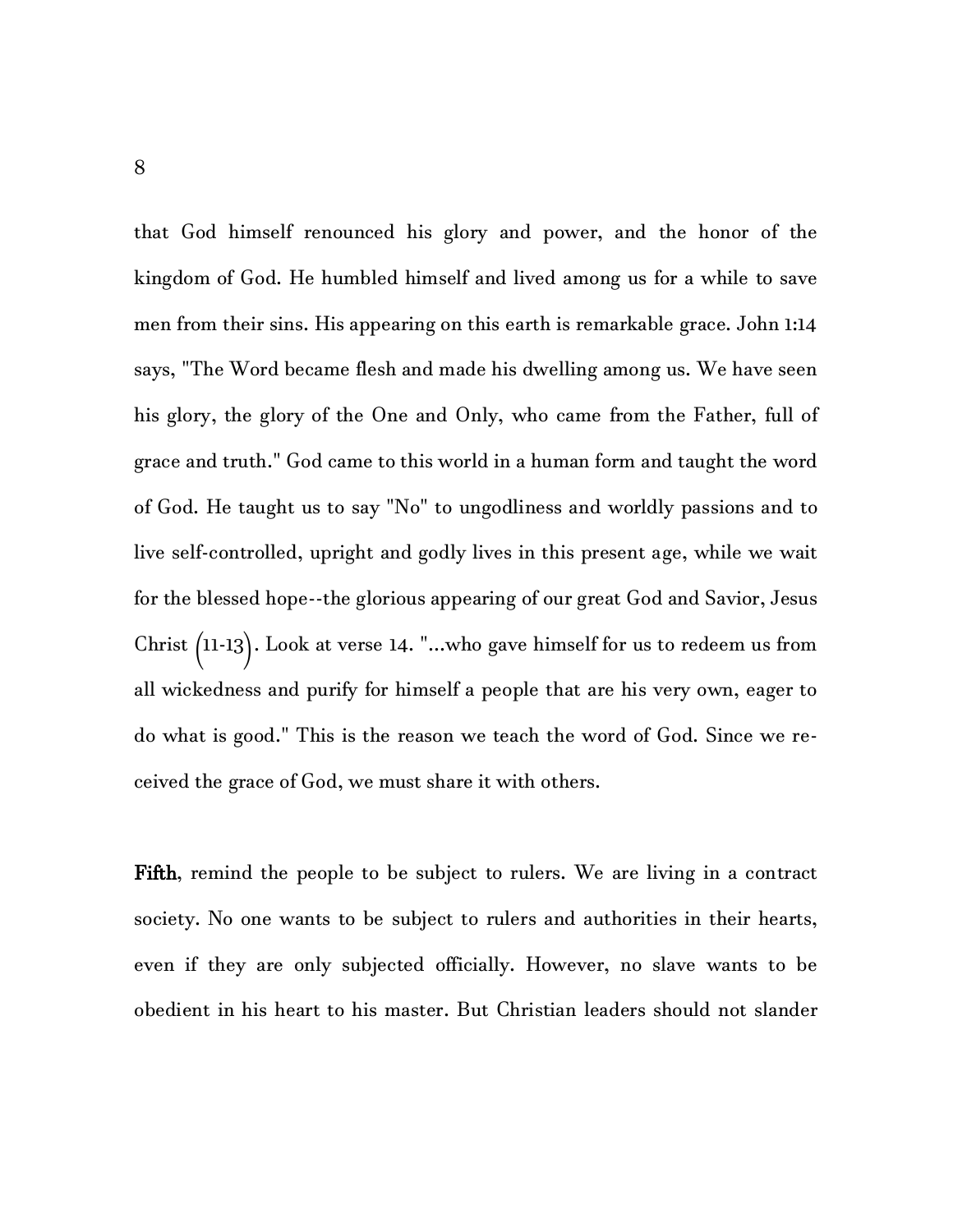that God himself renounced his glory and power, and the honor of the kingdom of God. He humbled himself and lived among us for a while to save men from their sins. His appearing on this earth is remarkable grace. John 1:14 says, "The Word became flesh and made his dwelling among us. We have seen his glory, the glory of the One and Only, who came from the Father, full of grace and truth." God came to this world in a human form and taught the word of God. He taught us to say "No" to ungodliness and worldly passions and to live self-controlled, upright and godly lives in this present age, while we wait for the blessed hope--the glorious appearing of our great God and Savior, Jesus Christ (11-13). Look at verse 14. "...who gave himself for us to redeem us from all wickedness and purify for himself a people that are his very own, eager to do what is good." This is the reason we teach the word of God. Since we received the grace of God, we must share it with others.

**Fifth**, remind the people to be subject to rulers. We are living in a contract society. No one wants to be subject to rulers and authorities in their hearts, even if they are only subjected officially. However, no slave wants to be obedient in his heart to his master. But Christian leaders should not slander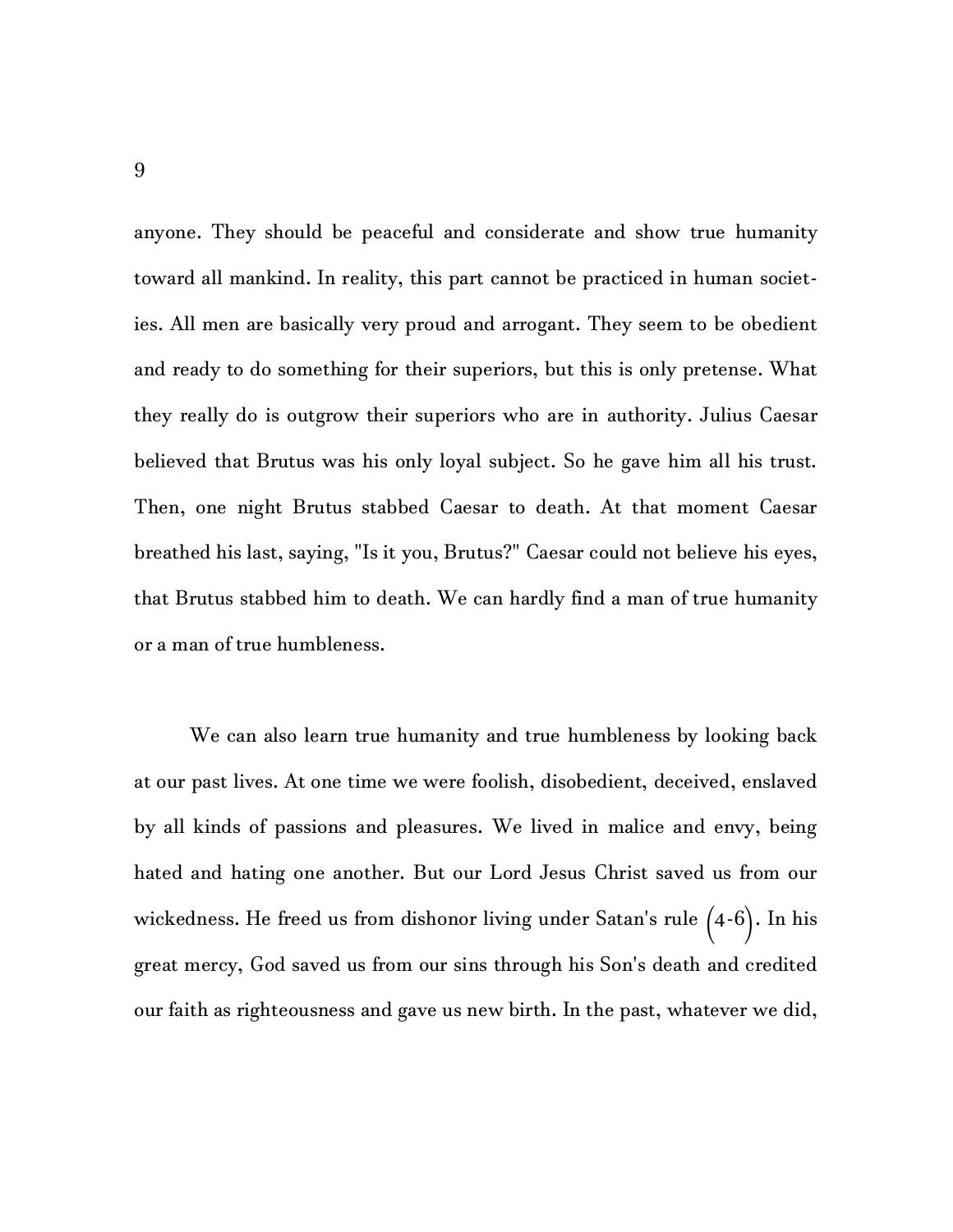anyone. They should be peaceful and considerate and show true humanity toward all mankind. In reality, this part cannot be practiced in human societies. All men are basically very proud and arrogant. They seem to be obedient and ready to do something for their superiors, but this is only pretense. What they really do is outgrow their superiors who are in authority. Julius Caesar believed that Brutus was his only loyal subject. So he gave him all his trust. Then, one night Brutus stabbed Caesar to death. At that moment Caesar breathed his last, saying, "Is it you, Brutus?" Caesar could not believe his eyes, that Brutus stabbed him to death. We can hardly find a man of true humanity or a man of true humbleness.

We can also learn true humanity and true humbleness by looking back at our past lives. At one time we were foolish, disobedient, deceived, enslaved by all kinds of passions and pleasures. We lived in malice and envy, being hated and hating one another. But our Lord Jesus Christ saved us from our wickedness. He freed us from dishonor living under Satan's rule (4-6). In his great mercy, God saved us from our sins through his Son's death and credited our faith as righteousness and gave us new birth. In the past, whatever we did,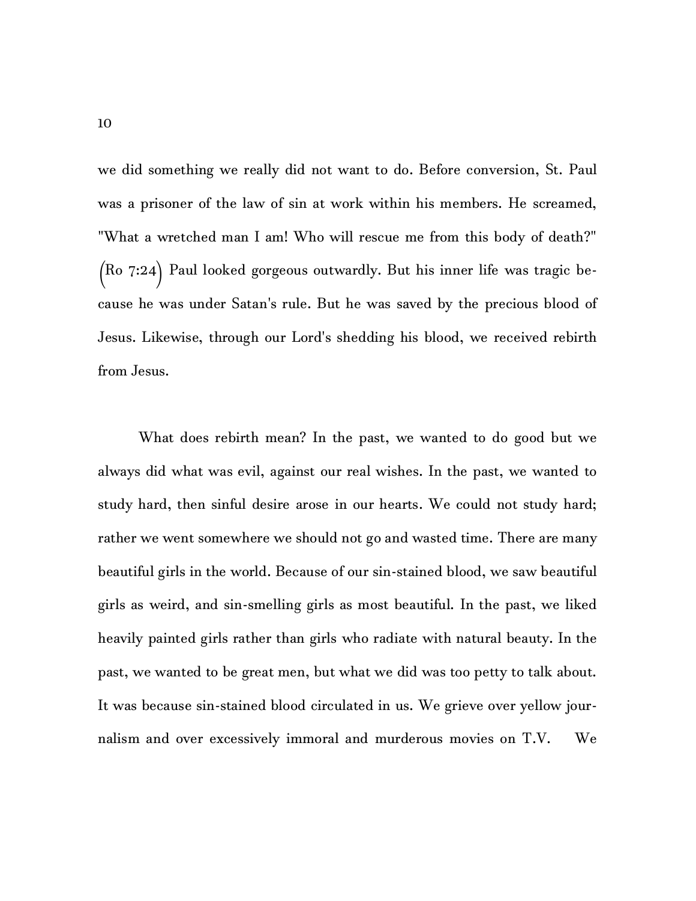we did something we really did not want to do. Before conversion, St. Paul was a prisoner of the law of sin at work within his members. He screamed, "What a wretched man I am! Who will rescue me from this body of death?" (Ro 7:24) Paul looked gorgeous outwardly. But his inner life was tragic because he was under Satan's rule. But he was saved by the precious blood of Jesus. Likewise, through our Lord's shedding his blood, we received rebirth from Jesus.

What does rebirth mean? In the past, we wanted to do good but we always did what was evil, against our real wishes. In the past, we wanted to study hard, then sinful desire arose in our hearts. We could not study hard; rather we went somewhere we should not go and wasted time. There are many beautiful girls in the world. Because of our sin-stained blood, we saw beautiful girls as weird, and sin-smelling girls as most beautiful. In the past, we liked heavily painted girls rather than girls who radiate with natural beauty. In the past, we wanted to be great men, but what we did was too petty to talk about. It was because sin-stained blood circulated in us. We grieve over yellow journalism and over excessively immoral and murderous movies on T.V. We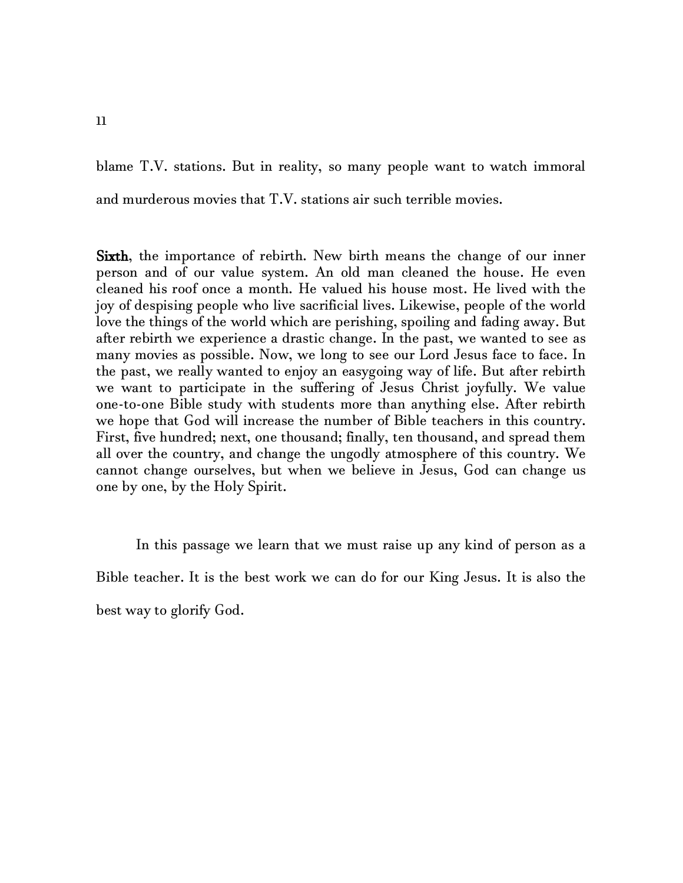blame T.V. stations. But in reality, so many people want to watch immoral and murderous movies that T.V. stations air such terrible movies.

**Sixth**, the importance of rebirth. New birth means the change of our inner person and of our value system. An old man cleaned the house. He even cleaned his roof once a month. He valued his house most. He lived with the joy of despising people who live sacrificial lives. Likewise, people of the world love the things of the world which are perishing, spoiling and fading away. But after rebirth we experience a drastic change. In the past, we wanted to see as many movies as possible. Now, we long to see our Lord Jesus face to face. In the past, we really wanted to enjoy an easygoing way of life. But after rebirth we want to participate in the suffering of Jesus Christ joyfully. We value one-to-one Bible study with students more than anything else. After rebirth we hope that God will increase the number of Bible teachers in this country. First, five hundred; next, one thousand; finally, ten thousand, and spread them all over the country, and change the ungodly atmosphere of this country. We cannot change ourselves, but when we believe in Jesus, God can change us one by one, by the Holy Spirit.

In this passage we learn that we must raise up any kind of person as a Bible teacher. It is the best work we can do for our King Jesus. It is also the best way to glorify God.